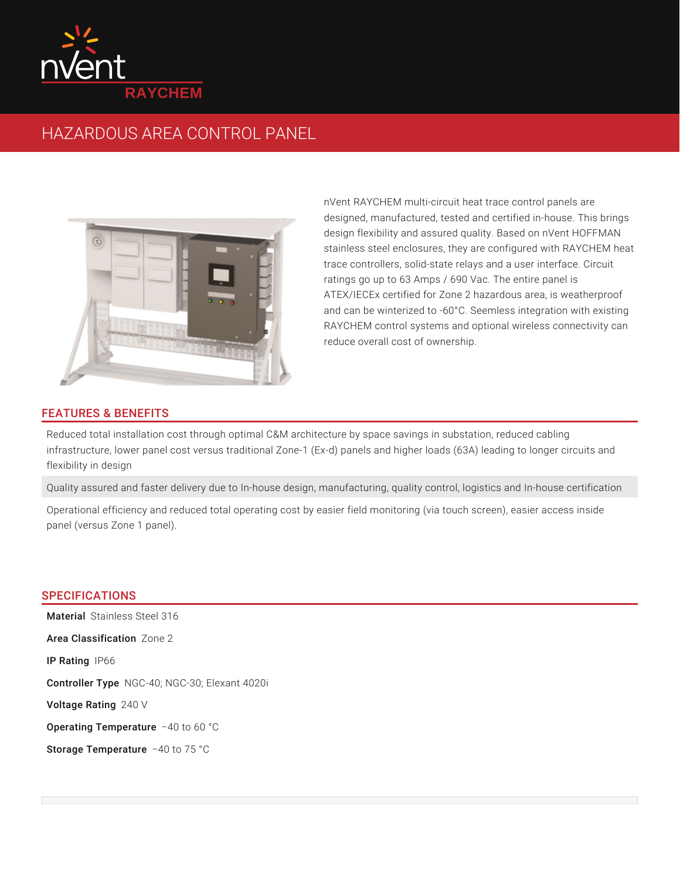nVent RAYCHEM

# HAZARDOUS AREA CONTROL PANEL

nVent RAYCHEM multi-circuit heat trace control panels are designed, manufactured, tested and certified in-house. This brings design flexibility and assured quality. Based on nVent HOFFMAN stainless steel enclosures, they are configured with RAYCHEM heat trace controllers, solid-state relays and a user interface. Circuit ratings go up to 63 Amps / 690 Vac. The entire panel is ATEX/IECEx certified for Zone 2 hazardous area, is weatherproof and can be winterized to -60°C. Seemless integration with existing RAYCHEM control systems and optional wireless connectivity can reduce overall cost of ownership.

## FEATURES & BENEFITS

Reduced total installation cost through optimal C&M architecture by space savings in substation, reduced cabling infrastructure, lower panel cost versus traditional Zone-1 (Ex-d) panels and higher loads (63A) leading to longer circuits and flexibility in design

Quality assured and faster delivery due to In-house design, manufacturing, quality control, logistics and In-house certification

Operational efficiency and reduced total operating cost by easier field monitoring (via touch screen), easier access inside panel (versus Zone 1 panel).

## SPECIFICATIONS

**Material** Stainless Steel 316

**Area Classification** Zone 2

**IP Rating** IP66

**Controller Type** NGC-40; NGC-30; Elexant 4020i

**Voltage Rating** 240 V

**Operating Temperature** −40 to 60 °C

**Storage Temperature** −40 to 75 °C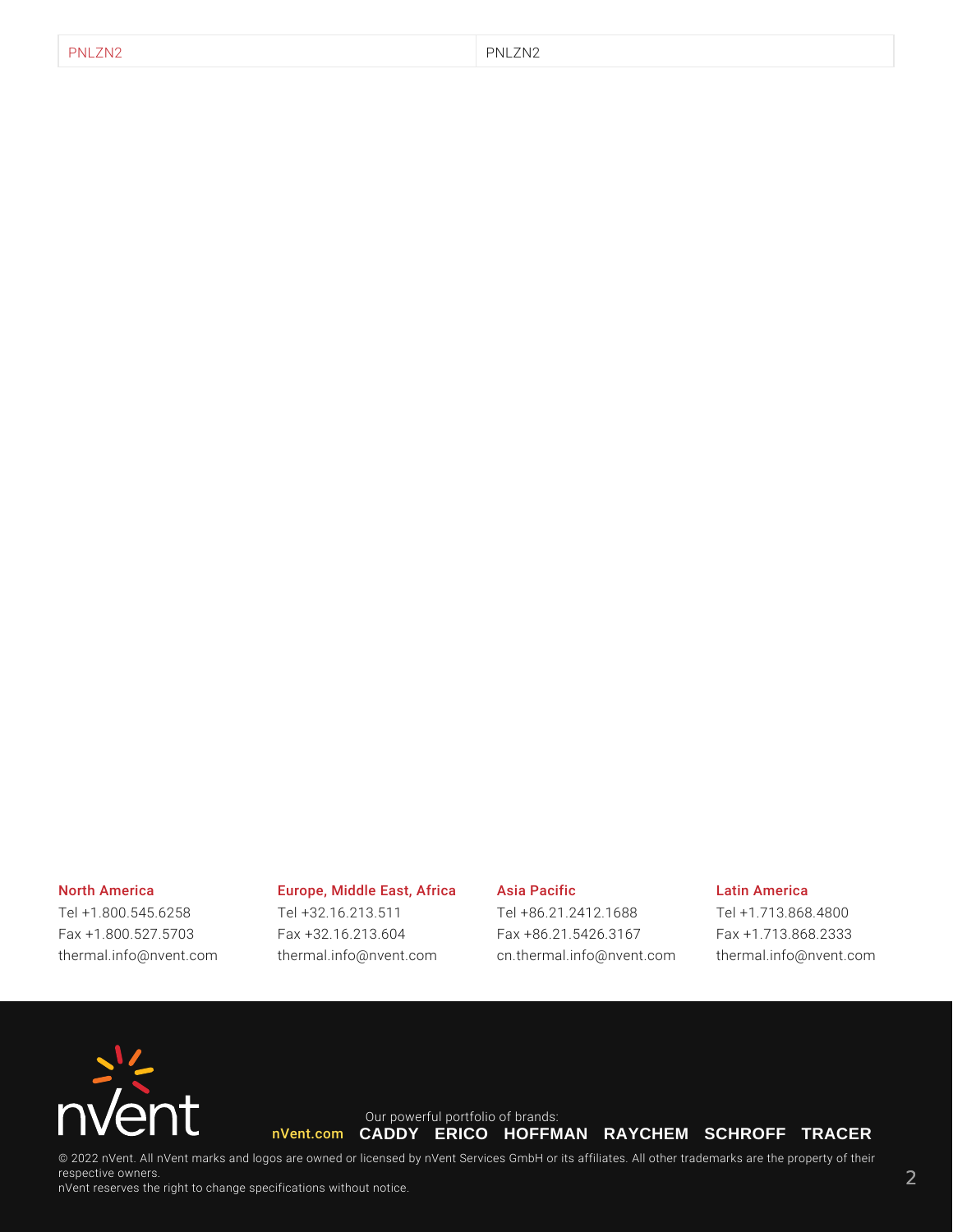| | |
|---|---|
| PNLZN2 | PNLZN2 |

**North America**
Tel +1.800.545.6258
Fax +1.800.527.5703
thermal.info@nvent.com

**Europe, Middle East, Africa**
Tel +32.16.213.511
Fax +32.16.213.604
thermal.info@nvent.com

**Asia Pacific**
Tel +86.21.2412.1688
Fax +86.21.5426.3167
cn.thermal.info@nvent.com

**Latin America**
Tel +1.713.868.4800
Fax +1.713.868.2333
thermal.info@nvent.com

Our powerful portfolio of brands:
**nVent.com** **CADDY** **ERICO** **HOFFMAN** **RAYCHEM** **SCHROFF** **TRACER**

© 2022 nVent. All nVent marks and logos are owned or licensed by nVent Services GmbH or its affiliates. All other trademarks are the property of their respective owners.
nVent reserves the right to change specifications without notice.